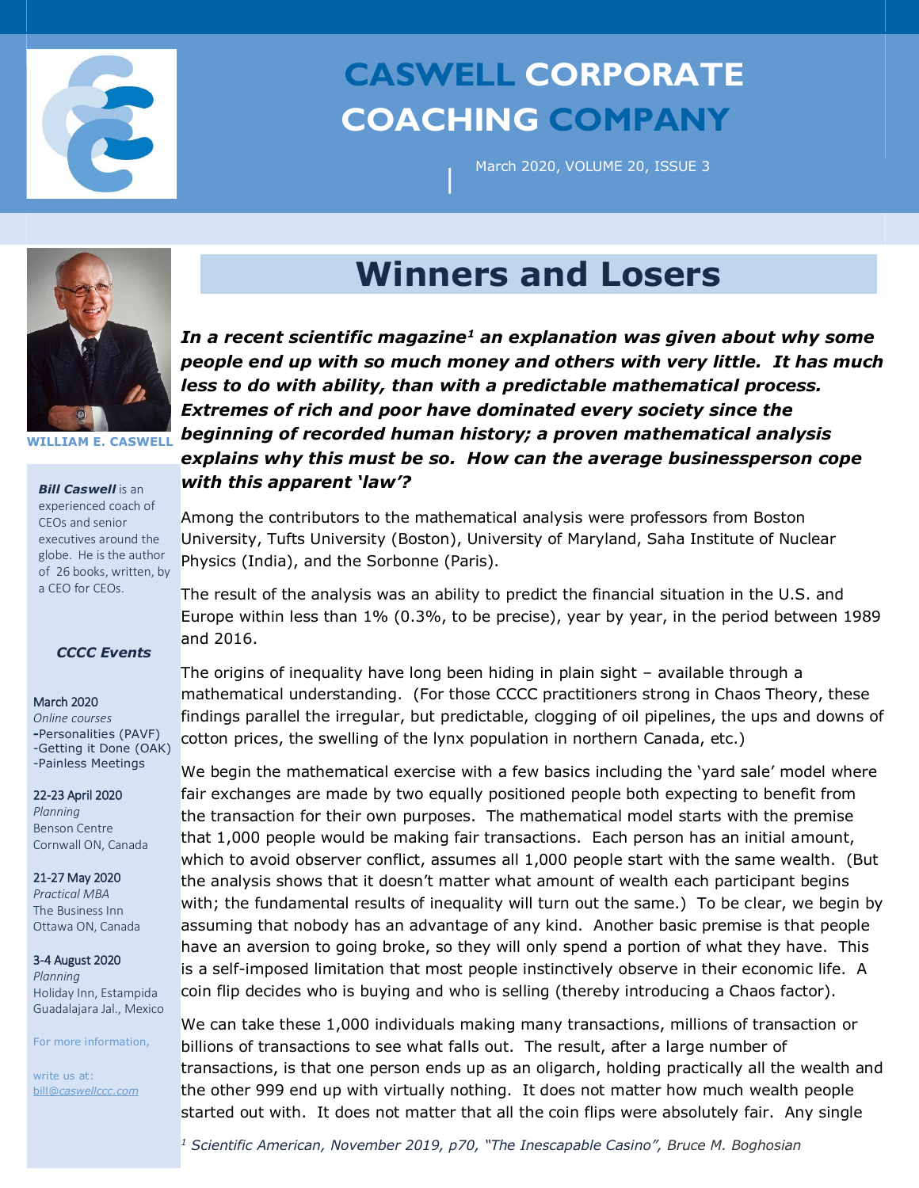# CASWELL CORPORATE COACHING COMPANY

March 2020, VOLUME 20, ISSUE 3

**WILLIAM E. CASWELL**

***Bill Caswell*** is an experienced coach of CEOs and senior executives around the globe. He is the author of 26 books, written, by a CEO for CEOs.

***CCCC Events***

March 2020
*Online courses*
-Personalities (PAVF)
-Getting it Done (OAK)
-Painless Meetings

22-23 April 2020
*Planning*
Benson Centre
Cornwall ON, Canada

21-27 May 2020
*Practical MBA*
The Business Inn
Ottawa ON, Canada

3-4 August 2020
*Planning*
Holiday Inn, Estampida
Guadalajara Jal., Mexico

For more information,

write us at:
bill@caswellccc.com

# Winners and Losers

***In a recent scientific magazine[1] an explanation was given about why some people end up with so much money and others with very little. It has much less to do with ability, than with a predictable mathematical process. Extremes of rich and poor have dominated every society since the beginning of recorded human history; a proven mathematical analysis explains why this must be so. How can the average businessperson cope with this apparent 'law'?***

Among the contributors to the mathematical analysis were professors from Boston University, Tufts University (Boston), University of Maryland, Saha Institute of Nuclear Physics (India), and the Sorbonne (Paris).

The result of the analysis was an ability to predict the financial situation in the U.S. and Europe within less than 1% (0.3%, to be precise), year by year, in the period between 1989 and 2016.

The origins of inequality have long been hiding in plain sight – available through a mathematical understanding. (For those CCCC practitioners strong in Chaos Theory, these findings parallel the irregular, but predictable, clogging of oil pipelines, the ups and downs of cotton prices, the swelling of the lynx population in northern Canada, etc.)

We begin the mathematical exercise with a few basics including the 'yard sale' model where fair exchanges are made by two equally positioned people both expecting to benefit from the transaction for their own purposes. The mathematical model starts with the premise that 1,000 people would be making fair transactions. Each person has an initial amount, which to avoid observer conflict, assumes all 1,000 people start with the same wealth. (But the analysis shows that it doesn't matter what amount of wealth each participant begins with; the fundamental results of inequality will turn out the same.) To be clear, we begin by assuming that nobody has an advantage of any kind. Another basic premise is that people have an aversion to going broke, so they will only spend a portion of what they have. This is a self-imposed limitation that most people instinctively observe in their economic life. A coin flip decides who is buying and who is selling (thereby introducing a Chaos factor).

We can take these 1,000 individuals making many transactions, millions of transaction or billions of transactions to see what falls out. The result, after a large number of transactions, is that one person ends up as an oligarch, holding practically all the wealth and the other 999 end up with virtually nothing. It does not matter how much wealth people started out with. It does not matter that all the coin flips were absolutely fair. Any single

[1] *Scientific American, November 2019, p70, "The Inescapable Casino", Bruce M. Boghosian*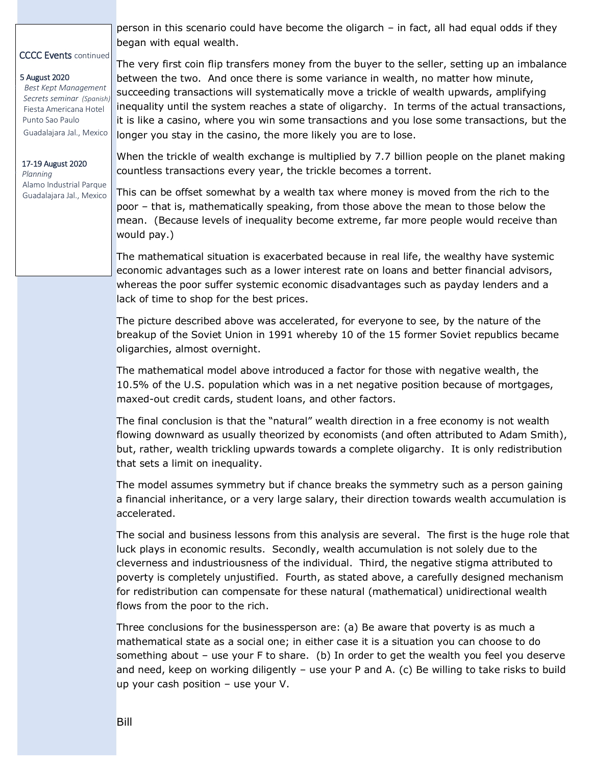**CCCC Events** continued

**5 August 2020**
*Best Kept Management Secrets seminar (Spanish)*
Fiesta Americana Hotel
Punto Sao Paulo
Guadalajara Jal., Mexico

**17-19 August 2020**
*Planning*
Alamo Industrial Parque
Guadalajara Jal., Mexico

person in this scenario could have become the oligarch – in fact, all had equal odds if they began with equal wealth.

The very first coin flip transfers money from the buyer to the seller, setting up an imbalance between the two. And once there is some variance in wealth, no matter how minute, succeeding transactions will systematically move a trickle of wealth upwards, amplifying inequality until the system reaches a state of oligarchy. In terms of the actual transactions, it is like a casino, where you win some transactions and you lose some transactions, but the longer you stay in the casino, the more likely you are to lose.

When the trickle of wealth exchange is multiplied by 7.7 billion people on the planet making countless transactions every year, the trickle becomes a torrent.

This can be offset somewhat by a wealth tax where money is moved from the rich to the poor – that is, mathematically speaking, from those above the mean to those below the mean. (Because levels of inequality become extreme, far more people would receive than would pay.)

The mathematical situation is exacerbated because in real life, the wealthy have systemic economic advantages such as a lower interest rate on loans and better financial advisors, whereas the poor suffer systemic economic disadvantages such as payday lenders and a lack of time to shop for the best prices.

The picture described above was accelerated, for everyone to see, by the nature of the breakup of the Soviet Union in 1991 whereby 10 of the 15 former Soviet republics became oligarchies, almost overnight.

The mathematical model above introduced a factor for those with negative wealth, the 10.5% of the U.S. population which was in a net negative position because of mortgages, maxed-out credit cards, student loans, and other factors.

The final conclusion is that the "natural" wealth direction in a free economy is not wealth flowing downward as usually theorized by economists (and often attributed to Adam Smith), but, rather, wealth trickling upwards towards a complete oligarchy. It is only redistribution that sets a limit on inequality.

The model assumes symmetry but if chance breaks the symmetry such as a person gaining a financial inheritance, or a very large salary, their direction towards wealth accumulation is accelerated.

The social and business lessons from this analysis are several. The first is the huge role that luck plays in economic results. Secondly, wealth accumulation is not solely due to the cleverness and industriousness of the individual. Third, the negative stigma attributed to poverty is completely unjustified. Fourth, as stated above, a carefully designed mechanism for redistribution can compensate for these natural (mathematical) unidirectional wealth flows from the poor to the rich.

Three conclusions for the businessperson are: (a) Be aware that poverty is as much a mathematical state as a social one; in either case it is a situation you can choose to do something about – use your F to share. (b) In order to get the wealth you feel you deserve and need, keep on working diligently – use your P and A. (c) Be willing to take risks to build up your cash position – use your V.

Bill